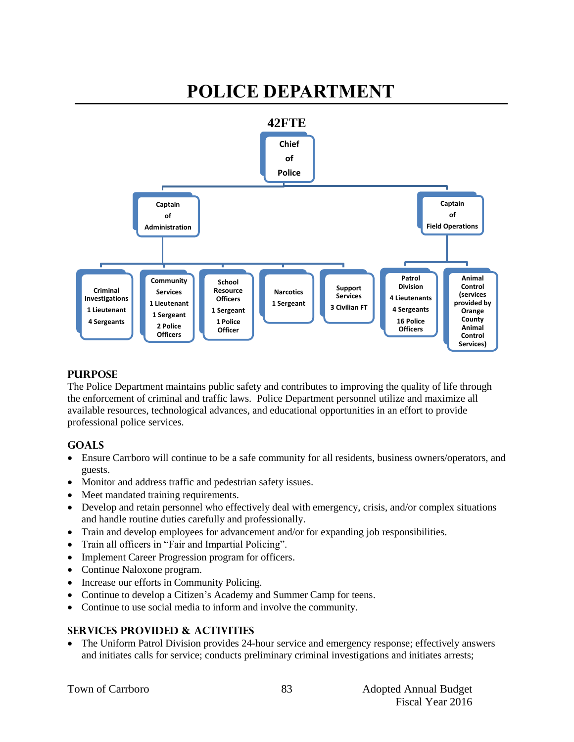# POLICE DEPARTMENT

**42FTE**

Chief of Police

Captain of Administration

Captain of Field Operations

Criminal Investigations
1 Lieutenant
4 Sergeants

Community Services
1 Lieutenant
1 Sergeant
2 Police Officers

School Resource Officers
1 Sergeant
1 Police Officer

Narcotics
1 Sergeant

Support Services
3 Civilian FT

Patrol Division
4 Lieutenants
4 Sergeants
16 Police Officers

Animal Control (services provided by Orange County Animal Control Services)

## PURPOSE

The Police Department maintains public safety and contributes to improving the quality of life through the enforcement of criminal and traffic laws. Police Department personnel utilize and maximize all available resources, technological advances, and educational opportunities in an effort to provide professional police services.

## GOALS

- Ensure Carrboro will continue to be a safe community for all residents, business owners/operators, and guests.
- Monitor and address traffic and pedestrian safety issues.
- Meet mandated training requirements.
- Develop and retain personnel who effectively deal with emergency, crisis, and/or complex situations and handle routine duties carefully and professionally.
- Train and develop employees for advancement and/or for expanding job responsibilities.
- Train all officers in "Fair and Impartial Policing".
- Implement Career Progression program for officers.
- Continue Naloxone program.
- Increase our efforts in Community Policing.
- Continue to develop a Citizen's Academy and Summer Camp for teens.
- Continue to use social media to inform and involve the community.

## SERVICES PROVIDED & ACTIVITIES

- The Uniform Patrol Division provides 24-hour service and emergency response; effectively answers and initiates calls for service; conducts preliminary criminal investigations and initiates arrests;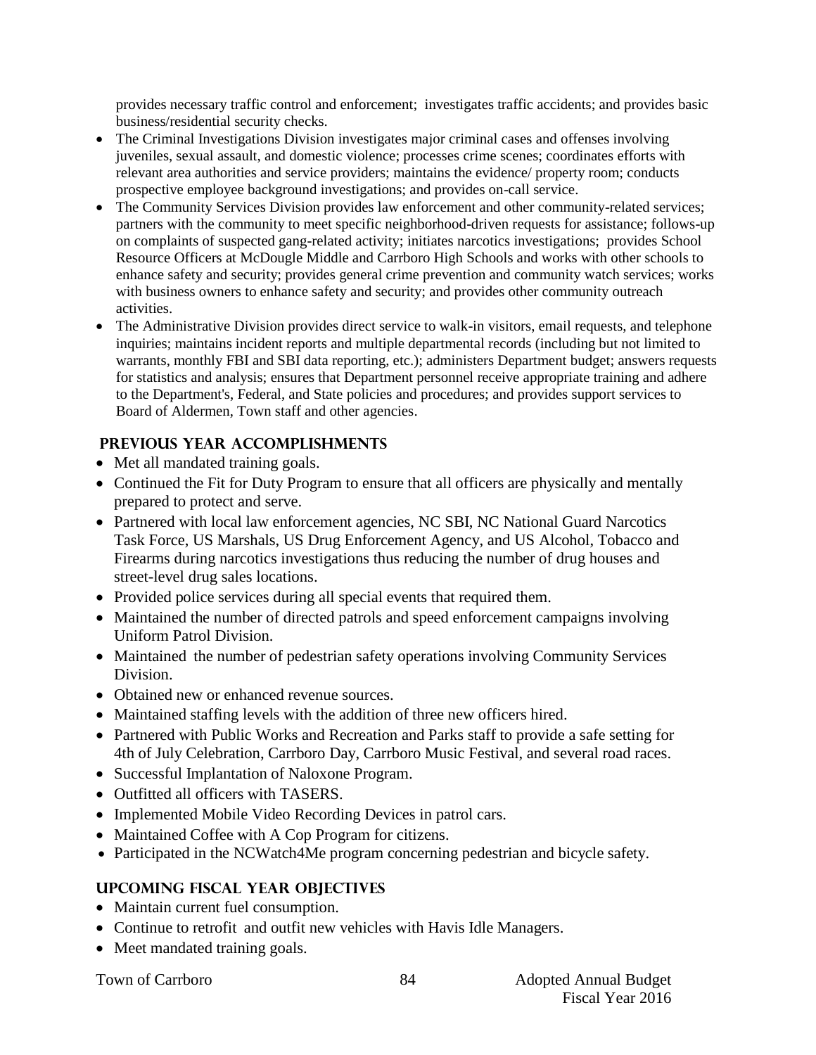provides necessary traffic control and enforcement; investigates traffic accidents; and provides basic business/residential security checks.

- The Criminal Investigations Division investigates major criminal cases and offenses involving juveniles, sexual assault, and domestic violence; processes crime scenes; coordinates efforts with relevant area authorities and service providers; maintains the evidence/ property room; conducts prospective employee background investigations; and provides on-call service.
- The Community Services Division provides law enforcement and other community-related services; partners with the community to meet specific neighborhood-driven requests for assistance; follows-up on complaints of suspected gang-related activity; initiates narcotics investigations; provides School Resource Officers at McDougle Middle and Carrboro High Schools and works with other schools to enhance safety and security; provides general crime prevention and community watch services; works with business owners to enhance safety and security; and provides other community outreach activities.
- The Administrative Division provides direct service to walk-in visitors, email requests, and telephone inquiries; maintains incident reports and multiple departmental records (including but not limited to warrants, monthly FBI and SBI data reporting, etc.); administers Department budget; answers requests for statistics and analysis; ensures that Department personnel receive appropriate training and adhere to the Department's, Federal, and State policies and procedures; and provides support services to Board of Aldermen, Town staff and other agencies.

## PREVIOUS YEAR ACCOMPLISHMENTS

- Met all mandated training goals.
- Continued the Fit for Duty Program to ensure that all officers are physically and mentally prepared to protect and serve.
- Partnered with local law enforcement agencies, NC SBI, NC National Guard Narcotics Task Force, US Marshals, US Drug Enforcement Agency, and US Alcohol, Tobacco and Firearms during narcotics investigations thus reducing the number of drug houses and street-level drug sales locations.
- Provided police services during all special events that required them.
- Maintained the number of directed patrols and speed enforcement campaigns involving Uniform Patrol Division.
- Maintained the number of pedestrian safety operations involving Community Services Division.
- Obtained new or enhanced revenue sources.
- Maintained staffing levels with the addition of three new officers hired.
- Partnered with Public Works and Recreation and Parks staff to provide a safe setting for 4th of July Celebration, Carrboro Day, Carrboro Music Festival, and several road races.
- Successful Implantation of Naloxone Program.
- Outfitted all officers with TASERS.
- Implemented Mobile Video Recording Devices in patrol cars.
- Maintained Coffee with A Cop Program for citizens.
- Participated in the NCWatch4Me program concerning pedestrian and bicycle safety.

## UPCOMING FISCAL YEAR OBJECTIVES

- Maintain current fuel consumption.
- Continue to retrofit and outfit new vehicles with Havis Idle Managers.
- Meet mandated training goals.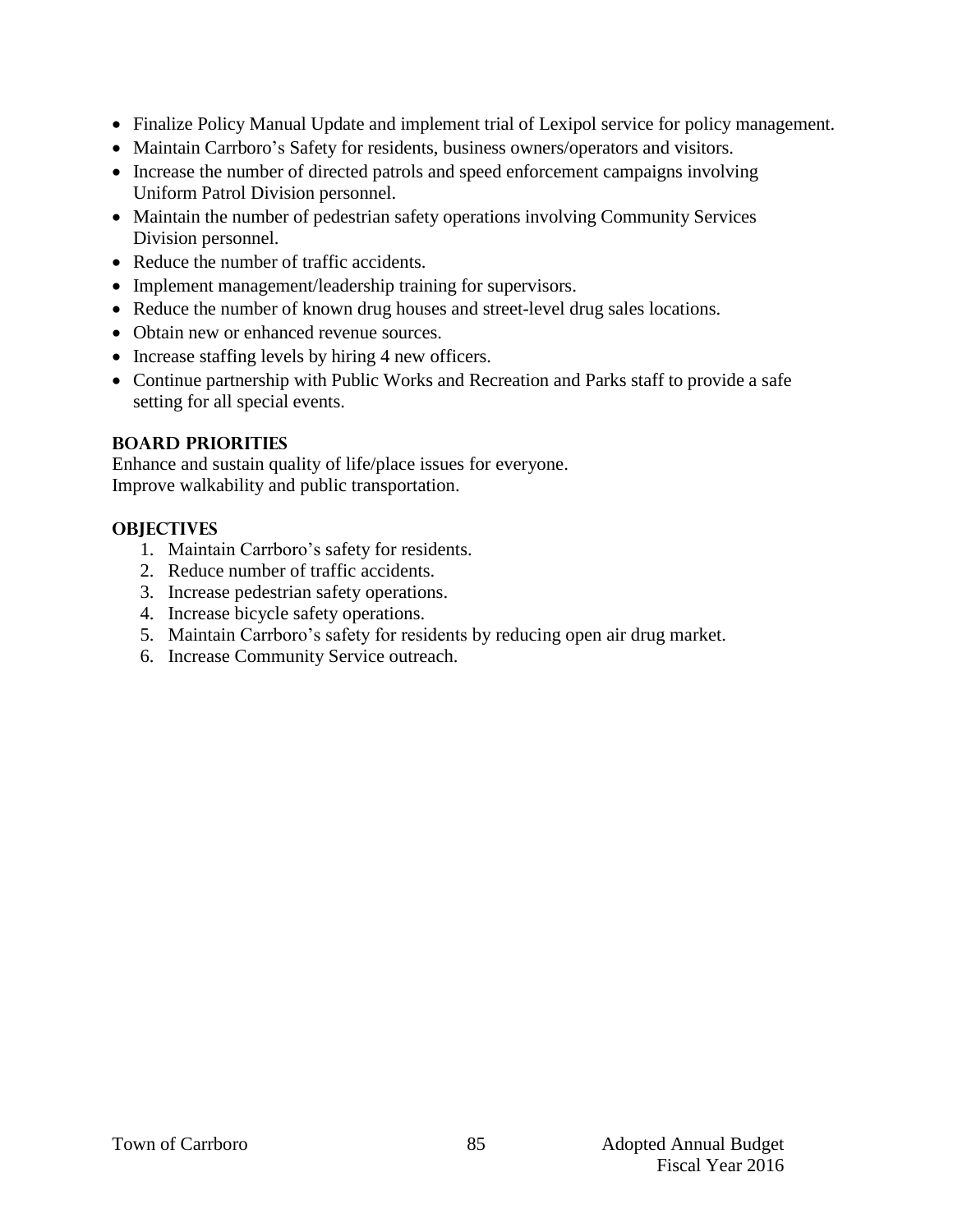- Finalize Policy Manual Update and implement trial of Lexipol service for policy management.
- Maintain Carrboro's Safety for residents, business owners/operators and visitors.
- Increase the number of directed patrols and speed enforcement campaigns involving Uniform Patrol Division personnel.
- Maintain the number of pedestrian safety operations involving Community Services Division personnel.
- Reduce the number of traffic accidents.
- Implement management/leadership training for supervisors.
- Reduce the number of known drug houses and street-level drug sales locations.
- Obtain new or enhanced revenue sources.
- Increase staffing levels by hiring 4 new officers.
- Continue partnership with Public Works and Recreation and Parks staff to provide a safe setting for all special events.

## BOARD PRIORITIES

Enhance and sustain quality of life/place issues for everyone.
Improve walkability and public transportation.

## OBJECTIVES

1. Maintain Carrboro's safety for residents.
2. Reduce number of traffic accidents.
3. Increase pedestrian safety operations.
4. Increase bicycle safety operations.
5. Maintain Carrboro's safety for residents by reducing open air drug market.
6. Increase Community Service outreach.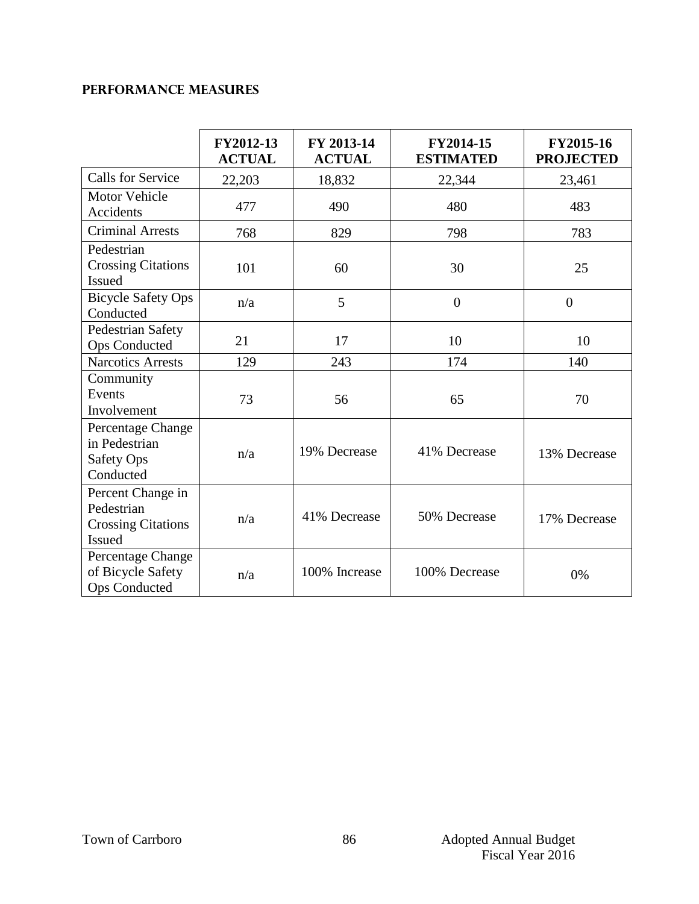## PERFORMANCE MEASURES

| | FY2012-13 ACTUAL | FY 2013-14 ACTUAL | FY2014-15 ESTIMATED | FY2015-16 PROJECTED |
|---|---|---|---|---|
| Calls for Service | 22,203 | 18,832 | 22,344 | 23,461 |
| Motor Vehicle Accidents | 477 | 490 | 480 | 483 |
| Criminal Arrests | 768 | 829 | 798 | 783 |
| Pedestrian Crossing Citations Issued | 101 | 60 | 30 | 25 |
| Bicycle Safety Ops Conducted | n/a | 5 | 0 | 0 |
| Pedestrian Safety Ops Conducted | 21 | 17 | 10 | 10 |
| Narcotics Arrests | 129 | 243 | 174 | 140 |
| Community Events Involvement | 73 | 56 | 65 | 70 |
| Percentage Change in Pedestrian Safety Ops Conducted | n/a | 19% Decrease | 41% Decrease | 13% Decrease |
| Percent Change in Pedestrian Crossing Citations Issued | n/a | 41% Decrease | 50% Decrease | 17% Decrease |
| Percentage Change of Bicycle Safety Ops Conducted | n/a | 100% Increase | 100% Decrease | 0% |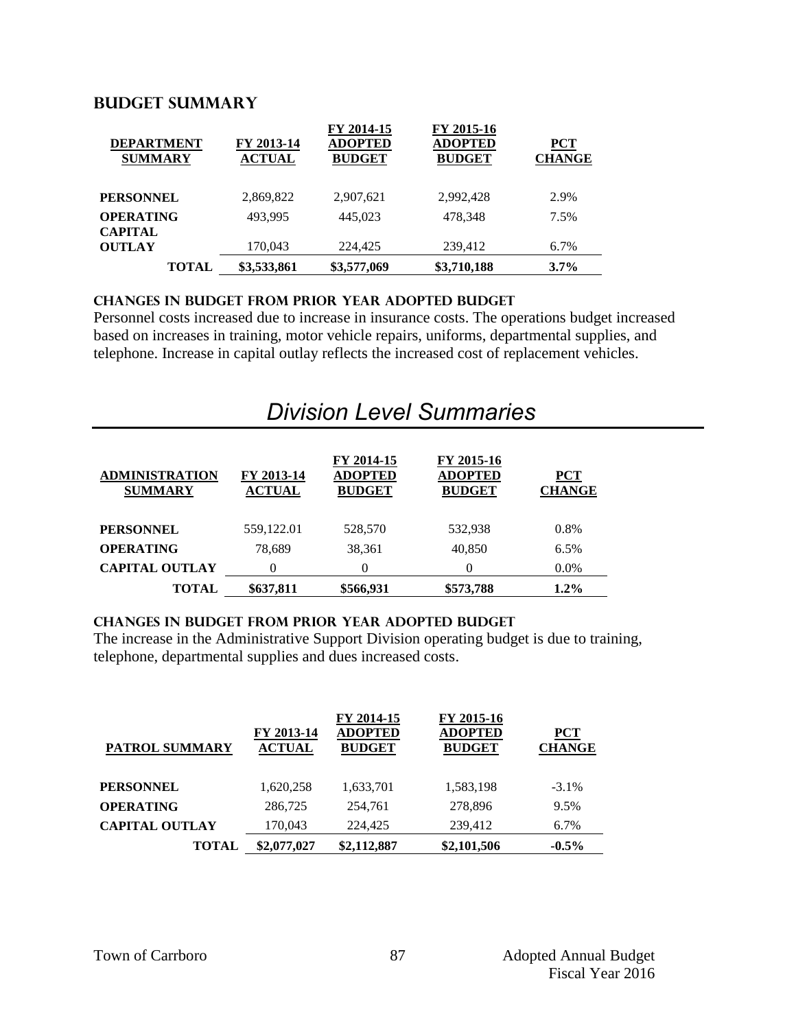## BUDGET SUMMARY

| DEPARTMENT SUMMARY | FY 2013-14 ACTUAL | FY 2014-15 ADOPTED BUDGET | FY 2015-16 ADOPTED BUDGET | PCT CHANGE |
|---|---|---|---|---|
| **PERSONNEL** | 2,869,822 | 2,907,621 | 2,992,428 | 2.9% |
| **OPERATING** | 493,995 | 445,023 | 478,348 | 7.5% |
| **CAPITAL OUTLAY** | 170,043 | 224,425 | 239,412 | 6.7% |
| **TOTAL** | **$3,533,861** | **$3,577,069** | **$3,710,188** | **3.7%** |

### CHANGES IN BUDGET FROM PRIOR YEAR ADOPTED BUDGET

Personnel costs increased due to increase in insurance costs. The operations budget increased based on increases in training, motor vehicle repairs, uniforms, departmental supplies, and telephone. Increase in capital outlay reflects the increased cost of replacement vehicles.

# *Division Level Summaries*

| ADMINISTRATION SUMMARY | FY 2013-14 ACTUAL | FY 2014-15 ADOPTED BUDGET | FY 2015-16 ADOPTED BUDGET | PCT CHANGE |
|---|---|---|---|---|
| **PERSONNEL** | 559,122.01 | 528,570 | 532,938 | 0.8% |
| **OPERATING** | 78,689 | 38,361 | 40,850 | 6.5% |
| **CAPITAL OUTLAY** | 0 | 0 | 0 | 0.0% |
| **TOTAL** | **$637,811** | **$566,931** | **$573,788** | **1.2%** |

### CHANGES IN BUDGET FROM PRIOR YEAR ADOPTED BUDGET

The increase in the Administrative Support Division operating budget is due to training, telephone, departmental supplies and dues increased costs.

| PATROL SUMMARY | FY 2013-14 ACTUAL | FY 2014-15 ADOPTED BUDGET | FY 2015-16 ADOPTED BUDGET | PCT CHANGE |
|---|---|---|---|---|
| **PERSONNEL** | 1,620,258 | 1,633,701 | 1,583,198 | -3.1% |
| **OPERATING** | 286,725 | 254,761 | 278,896 | 9.5% |
| **CAPITAL OUTLAY** | 170,043 | 224,425 | 239,412 | 6.7% |
| **TOTAL** | **$2,077,027** | **$2,112,887** | **$2,101,506** | **-0.5%** |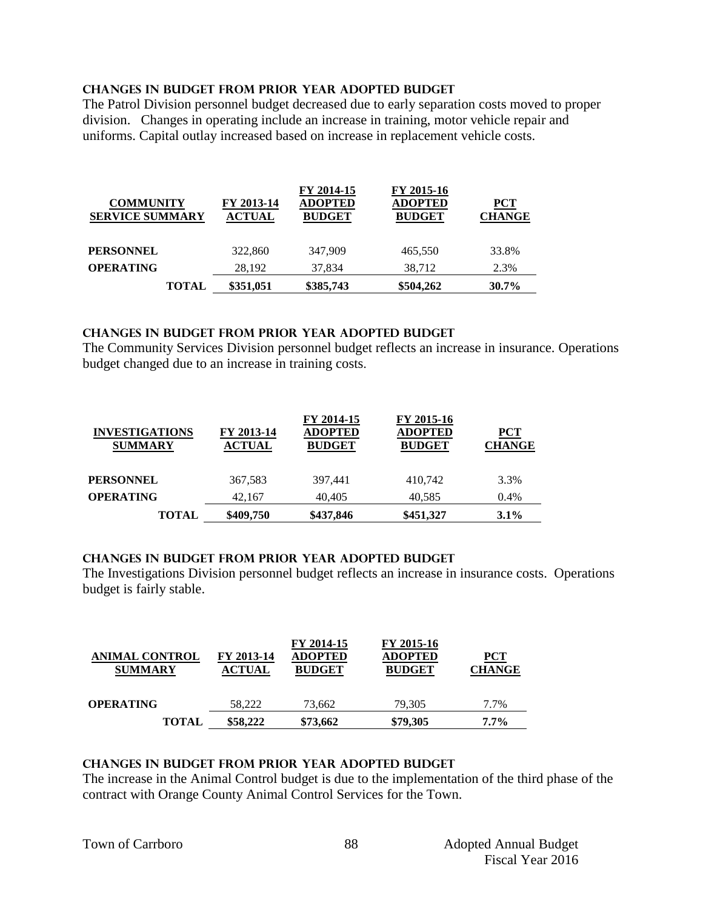### CHANGES IN BUDGET FROM PRIOR YEAR ADOPTED BUDGET

The Patrol Division personnel budget decreased due to early separation costs moved to proper division. Changes in operating include an increase in training, motor vehicle repair and uniforms. Capital outlay increased based on increase in replacement vehicle costs.

| COMMUNITY SERVICE SUMMARY | FY 2013-14 ACTUAL | FY 2014-15 ADOPTED BUDGET | FY 2015-16 ADOPTED BUDGET | PCT CHANGE |
|---|---|---|---|---|
| **PERSONNEL** | 322,860 | 347,909 | 465,550 | 33.8% |
| **OPERATING** | 28,192 | 37,834 | 38,712 | 2.3% |
| **TOTAL** | **$351,051** | **$385,743** | **$504,262** | **30.7%** |

### CHANGES IN BUDGET FROM PRIOR YEAR ADOPTED BUDGET

The Community Services Division personnel budget reflects an increase in insurance. Operations budget changed due to an increase in training costs.

| INVESTIGATIONS SUMMARY | FY 2013-14 ACTUAL | FY 2014-15 ADOPTED BUDGET | FY 2015-16 ADOPTED BUDGET | PCT CHANGE |
|---|---|---|---|---|
| **PERSONNEL** | 367,583 | 397,441 | 410,742 | 3.3% |
| **OPERATING** | 42,167 | 40,405 | 40,585 | 0.4% |
| **TOTAL** | **$409,750** | **$437,846** | **$451,327** | **3.1%** |

### CHANGES IN BUDGET FROM PRIOR YEAR ADOPTED BUDGET

The Investigations Division personnel budget reflects an increase in insurance costs. Operations budget is fairly stable.

| ANIMAL CONTROL SUMMARY | FY 2013-14 ACTUAL | FY 2014-15 ADOPTED BUDGET | FY 2015-16 ADOPTED BUDGET | PCT CHANGE |
|---|---|---|---|---|
| **OPERATING** | 58,222 | 73,662 | 79,305 | 7.7% |
| **TOTAL** | **$58,222** | **$73,662** | **$79,305** | **7.7%** |

### CHANGES IN BUDGET FROM PRIOR YEAR ADOPTED BUDGET

The increase in the Animal Control budget is due to the implementation of the third phase of the contract with Orange County Animal Control Services for the Town.